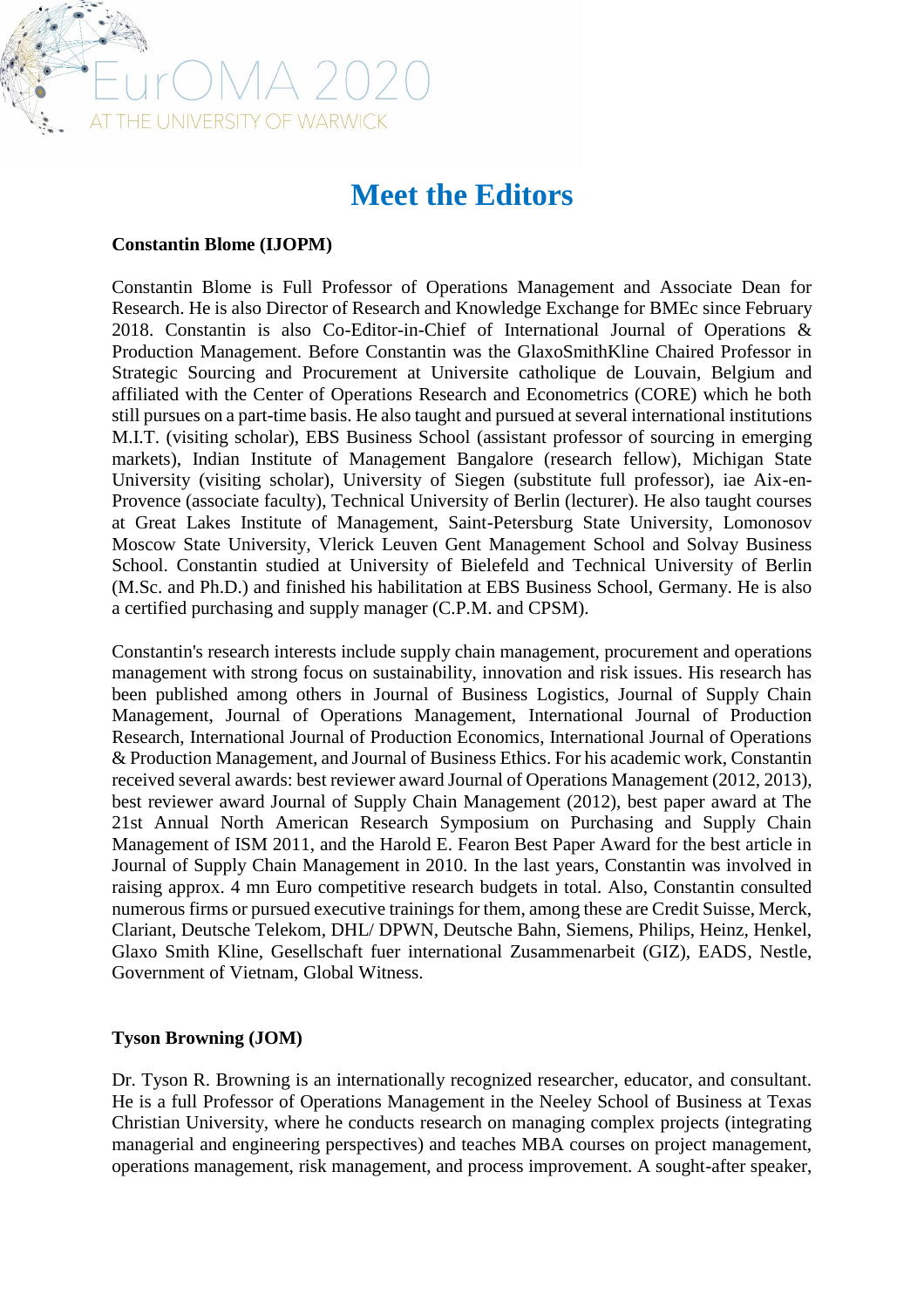# Meet the Editors

**Constantin Blome (IJOPM)**

Constantin Blome is Full Professor of Operations Management and Associate Dean for Research. He is also Director of Research and Knowledge Exchange for BMEc since February 2018. Constantin is also Co-Editor-in-Chief of International Journal of Operations & Production Management. Before Constantin was the GlaxoSmithKline Chaired Professor in Strategic Sourcing and Procurement at Universite catholique de Louvain, Belgium and affiliated with the Center of Operations Research and Econometrics (CORE) which he both still pursues on a part-time basis. He also taught and pursued at several international institutions M.I.T. (visiting scholar), EBS Business School (assistant professor of sourcing in emerging markets), Indian Institute of Management Bangalore (research fellow), Michigan State University (visiting scholar), University of Siegen (substitute full professor), iae Aix-en-Provence (associate faculty), Technical University of Berlin (lecturer). He also taught courses at Great Lakes Institute of Management, Saint-Petersburg State University, Lomonosov Moscow State University, Vlerick Leuven Gent Management School and Solvay Business School. Constantin studied at University of Bielefeld and Technical University of Berlin (M.Sc. and Ph.D.) and finished his habilitation at EBS Business School, Germany. He is also a certified purchasing and supply manager (C.P.M. and CPSM).

Constantin's research interests include supply chain management, procurement and operations management with strong focus on sustainability, innovation and risk issues. His research has been published among others in Journal of Business Logistics, Journal of Supply Chain Management, Journal of Operations Management, International Journal of Production Research, International Journal of Production Economics, International Journal of Operations & Production Management, and Journal of Business Ethics. For his academic work, Constantin received several awards: best reviewer award Journal of Operations Management (2012, 2013), best reviewer award Journal of Supply Chain Management (2012), best paper award at The 21st Annual North American Research Symposium on Purchasing and Supply Chain Management of ISM 2011, and the Harold E. Fearon Best Paper Award for the best article in Journal of Supply Chain Management in 2010. In the last years, Constantin was involved in raising approx. 4 mn Euro competitive research budgets in total. Also, Constantin consulted numerous firms or pursued executive trainings for them, among these are Credit Suisse, Merck, Clariant, Deutsche Telekom, DHL/ DPWN, Deutsche Bahn, Siemens, Philips, Heinz, Henkel, Glaxo Smith Kline, Gesellschaft fuer international Zusammenarbeit (GIZ), EADS, Nestle, Government of Vietnam, Global Witness.

**Tyson Browning (JOM)**

Dr. Tyson R. Browning is an internationally recognized researcher, educator, and consultant. He is a full Professor of Operations Management in the Neeley School of Business at Texas Christian University, where he conducts research on managing complex projects (integrating managerial and engineering perspectives) and teaches MBA courses on project management, operations management, risk management, and process improvement. A sought-after speaker,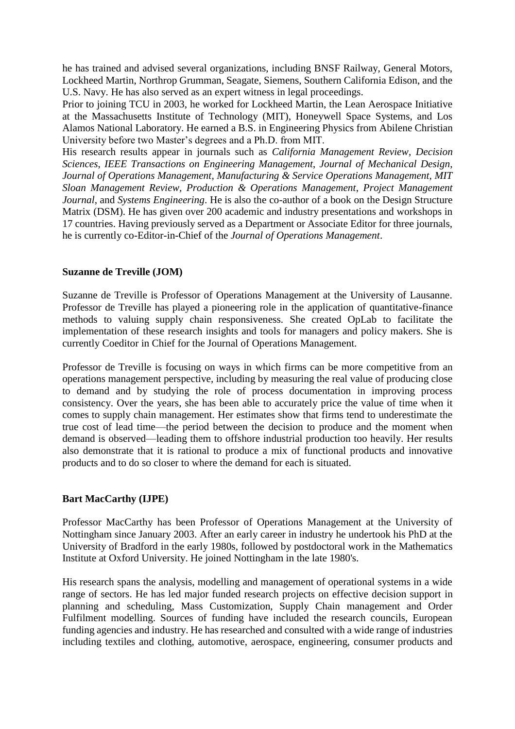he has trained and advised several organizations, including BNSF Railway, General Motors, Lockheed Martin, Northrop Grumman, Seagate, Siemens, Southern California Edison, and the U.S. Navy. He has also served as an expert witness in legal proceedings.

Prior to joining TCU in 2003, he worked for Lockheed Martin, the Lean Aerospace Initiative at the Massachusetts Institute of Technology (MIT), Honeywell Space Systems, and Los Alamos National Laboratory. He earned a B.S. in Engineering Physics from Abilene Christian University before two Master's degrees and a Ph.D. from MIT.

His research results appear in journals such as *California Management Review*, *Decision Sciences*, *IEEE Transactions on Engineering Management*, *Journal of Mechanical Design*, *Journal of Operations Management*, *Manufacturing & Service Operations Management*, *MIT Sloan Management Review*, *Production & Operations Management*, *Project Management Journal*, and *Systems Engineering*. He is also the co-author of a book on the Design Structure Matrix (DSM). He has given over 200 academic and industry presentations and workshops in 17 countries. Having previously served as a Department or Associate Editor for three journals, he is currently co-Editor-in-Chief of the *Journal of Operations Management*.

**Suzanne de Treville (JOM)**

Suzanne de Treville is Professor of Operations Management at the University of Lausanne. Professor de Treville has played a pioneering role in the application of quantitative-finance methods to valuing supply chain responsiveness. She created OpLab to facilitate the implementation of these research insights and tools for managers and policy makers. She is currently Coeditor in Chief for the Journal of Operations Management.

Professor de Treville is focusing on ways in which firms can be more competitive from an operations management perspective, including by measuring the real value of producing close to demand and by studying the role of process documentation in improving process consistency. Over the years, she has been able to accurately price the value of time when it comes to supply chain management. Her estimates show that firms tend to underestimate the true cost of lead time—the period between the decision to produce and the moment when demand is observed—leading them to offshore industrial production too heavily. Her results also demonstrate that it is rational to produce a mix of functional products and innovative products and to do so closer to where the demand for each is situated.

**Bart MacCarthy (IJPE)**

Professor MacCarthy has been Professor of Operations Management at the University of Nottingham since January 2003. After an early career in industry he undertook his PhD at the University of Bradford in the early 1980s, followed by postdoctoral work in the Mathematics Institute at Oxford University. He joined Nottingham in the late 1980's.

His research spans the analysis, modelling and management of operational systems in a wide range of sectors. He has led major funded research projects on effective decision support in planning and scheduling, Mass Customization, Supply Chain management and Order Fulfilment modelling. Sources of funding have included the research councils, European funding agencies and industry. He has researched and consulted with a wide range of industries including textiles and clothing, automotive, aerospace, engineering, consumer products and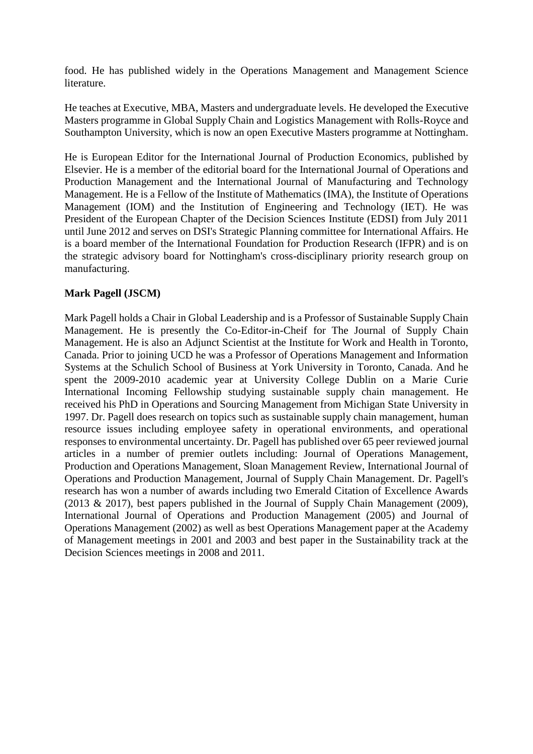food. He has published widely in the Operations Management and Management Science literature.

He teaches at Executive, MBA, Masters and undergraduate levels. He developed the Executive Masters programme in Global Supply Chain and Logistics Management with Rolls-Royce and Southampton University, which is now an open Executive Masters programme at Nottingham.

He is European Editor for the International Journal of Production Economics, published by Elsevier. He is a member of the editorial board for the International Journal of Operations and Production Management and the International Journal of Manufacturing and Technology Management. He is a Fellow of the Institute of Mathematics (IMA), the Institute of Operations Management (IOM) and the Institution of Engineering and Technology (IET). He was President of the European Chapter of the Decision Sciences Institute (EDSI) from July 2011 until June 2012 and serves on DSI's Strategic Planning committee for International Affairs. He is a board member of the International Foundation for Production Research (IFPR) and is on the strategic advisory board for Nottingham's cross-disciplinary priority research group on manufacturing.

**Mark Pagell (JSCM)**

Mark Pagell holds a Chair in Global Leadership and is a Professor of Sustainable Supply Chain Management. He is presently the Co-Editor-in-Cheif for The Journal of Supply Chain Management. He is also an Adjunct Scientist at the Institute for Work and Health in Toronto, Canada. Prior to joining UCD he was a Professor of Operations Management and Information Systems at the Schulich School of Business at York University in Toronto, Canada. And he spent the 2009-2010 academic year at University College Dublin on a Marie Curie International Incoming Fellowship studying sustainable supply chain management. He received his PhD in Operations and Sourcing Management from Michigan State University in 1997. Dr. Pagell does research on topics such as sustainable supply chain management, human resource issues including employee safety in operational environments, and operational responses to environmental uncertainty. Dr. Pagell has published over 65 peer reviewed journal articles in a number of premier outlets including: Journal of Operations Management, Production and Operations Management, Sloan Management Review, International Journal of Operations and Production Management, Journal of Supply Chain Management. Dr. Pagell's research has won a number of awards including two Emerald Citation of Excellence Awards (2013 & 2017), best papers published in the Journal of Supply Chain Management (2009), International Journal of Operations and Production Management (2005) and Journal of Operations Management (2002) as well as best Operations Management paper at the Academy of Management meetings in 2001 and 2003 and best paper in the Sustainability track at the Decision Sciences meetings in 2008 and 2011.